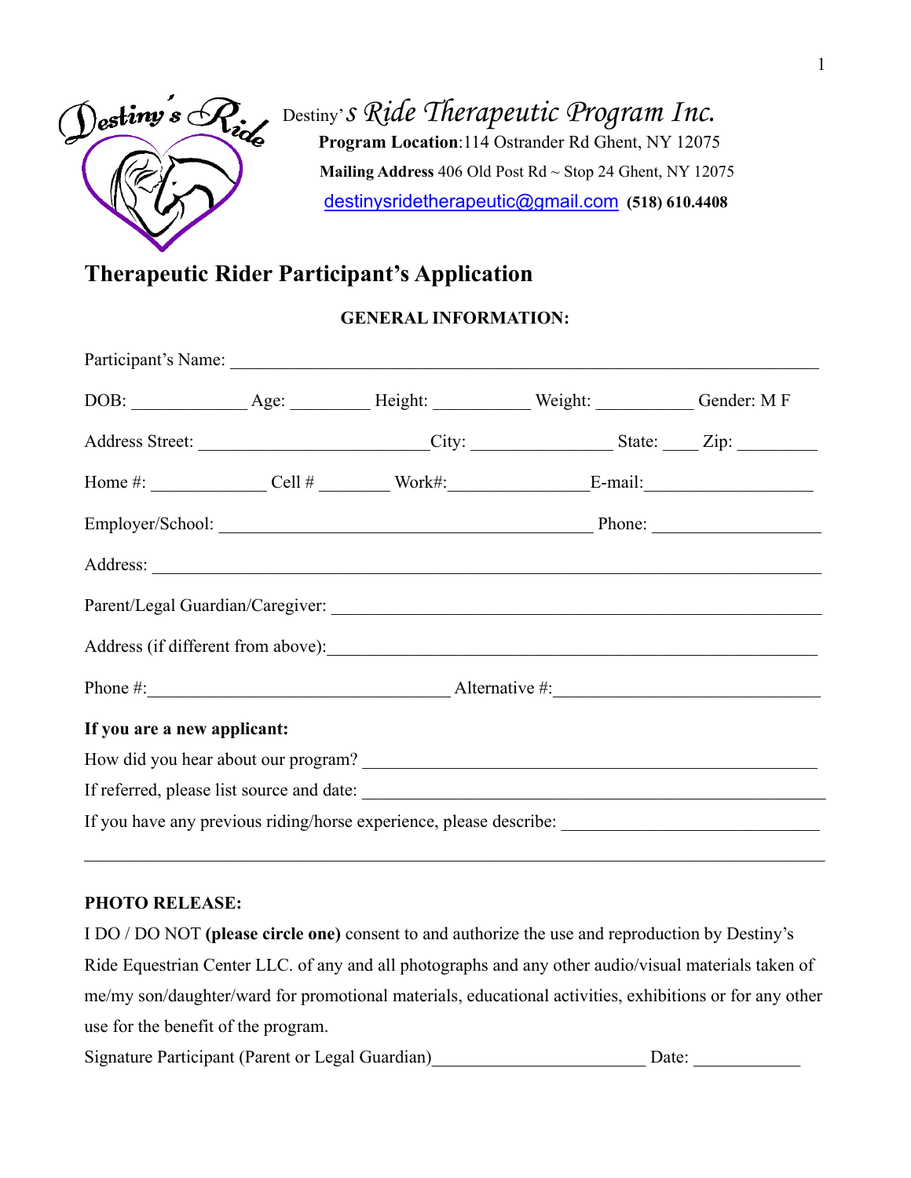Destiny's Ride Therapeutic Program Inc.

**Program Location**:114 Ostrander Rd Ghent, NY 12075

**Mailing Address** 406 Old Post Rd ~ Stop 24 Ghent, NY 12075

destinysridetherapeutic@gmail.com **(518) 610.4408**

# Therapeutic Rider Participant's Application

## GENERAL INFORMATION:

Participant's Name: ______________________________________________________________

DOB: ____________ Age: ________ Height: __________ Weight: __________ Gender: M F

Address Street: _______________________City: ______________ State: ____ Zip: ________

Home #: ____________ Cell # ________ Work#:______________E-mail:_________________

Employer/School: ________________________________________ Phone: _________________

Address: ______________________________________________________________________

Parent/Legal Guardian/Caregiver: _______________________________________________

Address (if different from above):_____________________________________________

Phone #:________________________________ Alternative #:___________________________

**If you are a new applicant:**

How did you hear about our program? ____________________________________________

If referred, please list source and date: _______________________________________

If you have any previous riding/horse experience, please describe: ______________________

________________________________________________________________________________

**PHOTO RELEASE:**

I DO / DO NOT **(please circle one)** consent to and authorize the use and reproduction by Destiny's Ride Equestrian Center LLC. of any and all photographs and any other audio/visual materials taken of me/my son/daughter/ward for promotional materials, educational activities, exhibitions or for any other use for the benefit of the program.

Signature Participant (Parent or Legal Guardian)_______________________ Date: ___________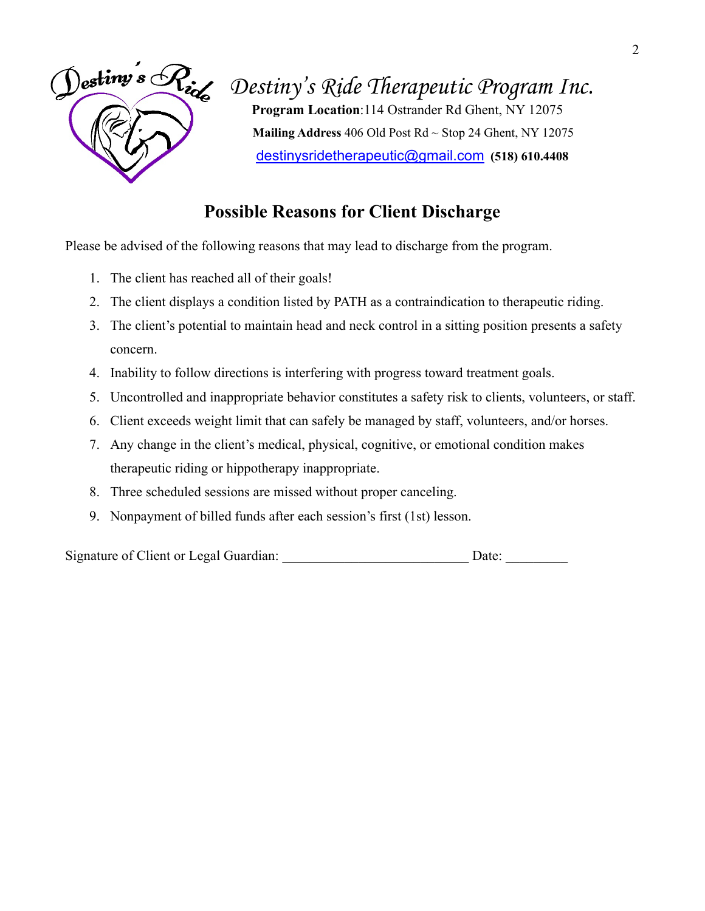# *Destiny's Ride Therapeutic Program Inc.*

**Program Location**:114 Ostrander Rd Ghent, NY 12075

**Mailing Address** 406 Old Post Rd ~ Stop 24 Ghent, NY 12075

destinysridetherapeutic@gmail.com **(518) 610.4408**

## Possible Reasons for Client Discharge

Please be advised of the following reasons that may lead to discharge from the program.

1. The client has reached all of their goals!
2. The client displays a condition listed by PATH as a contraindication to therapeutic riding.
3. The client's potential to maintain head and neck control in a sitting position presents a safety concern.
4. Inability to follow directions is interfering with progress toward treatment goals.
5. Uncontrolled and inappropriate behavior constitutes a safety risk to clients, volunteers, or staff.
6. Client exceeds weight limit that can safely be managed by staff, volunteers, and/or horses.
7. Any change in the client's medical, physical, cognitive, or emotional condition makes therapeutic riding or hippotherapy inappropriate.
8. Three scheduled sessions are missed without proper canceling.
9. Nonpayment of billed funds after each session's first (1st) lesson.

Signature of Client or Legal Guardian: ___________________________ Date: _________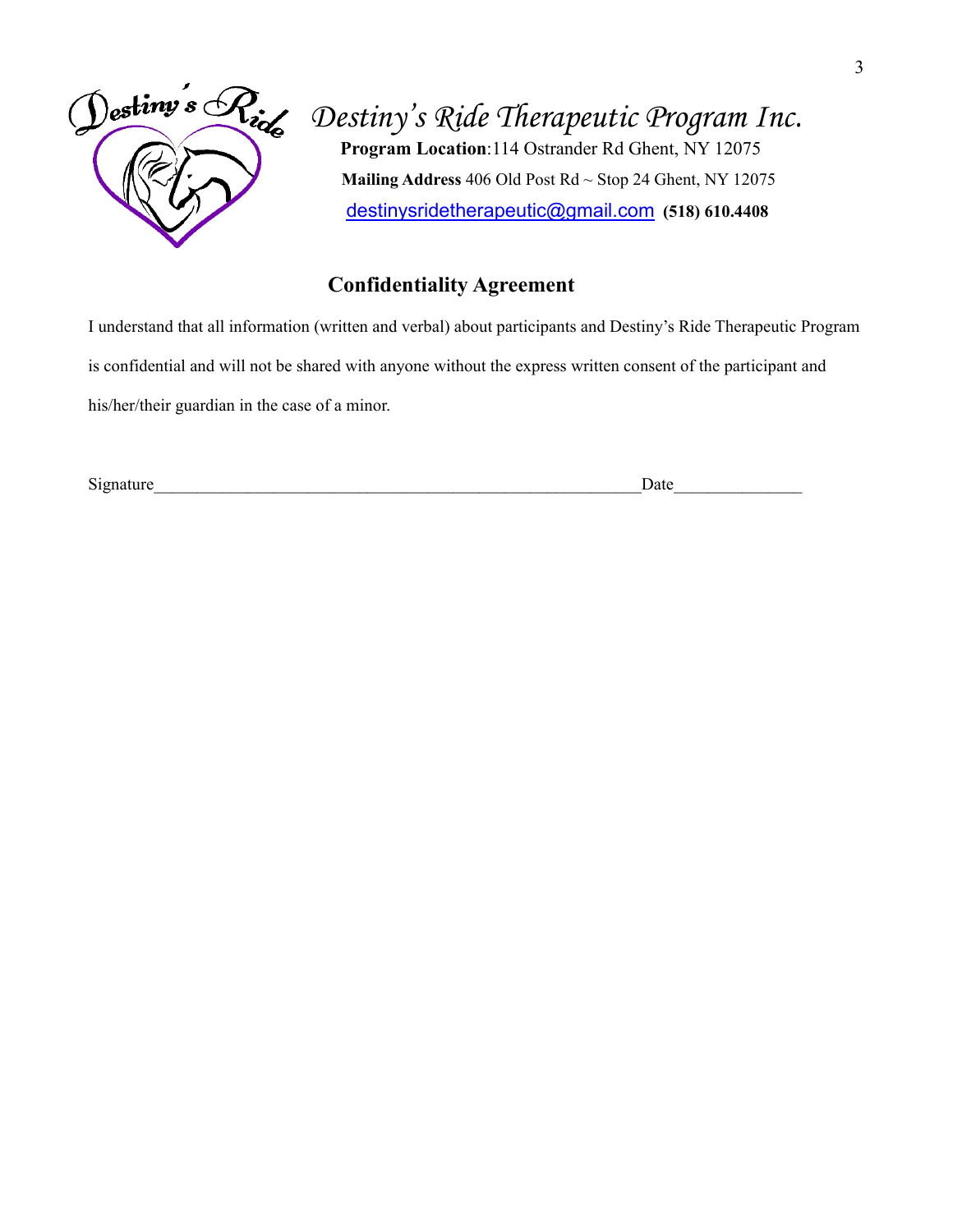# Destiny's Ride Therapeutic Program Inc.

**Program Location**:114 Ostrander Rd Ghent, NY 12075

**Mailing Address** 406 Old Post Rd ~ Stop 24 Ghent, NY 12075

destinysridetherapeutic@gmail.com **(518) 610.4408**

## Confidentiality Agreement

I understand that all information (written and verbal) about participants and Destiny's Ride Therapeutic Program is confidential and will not be shared with anyone without the express written consent of the participant and his/her/their guardian in the case of a minor.

Signature_____________________________________________________________Date_______________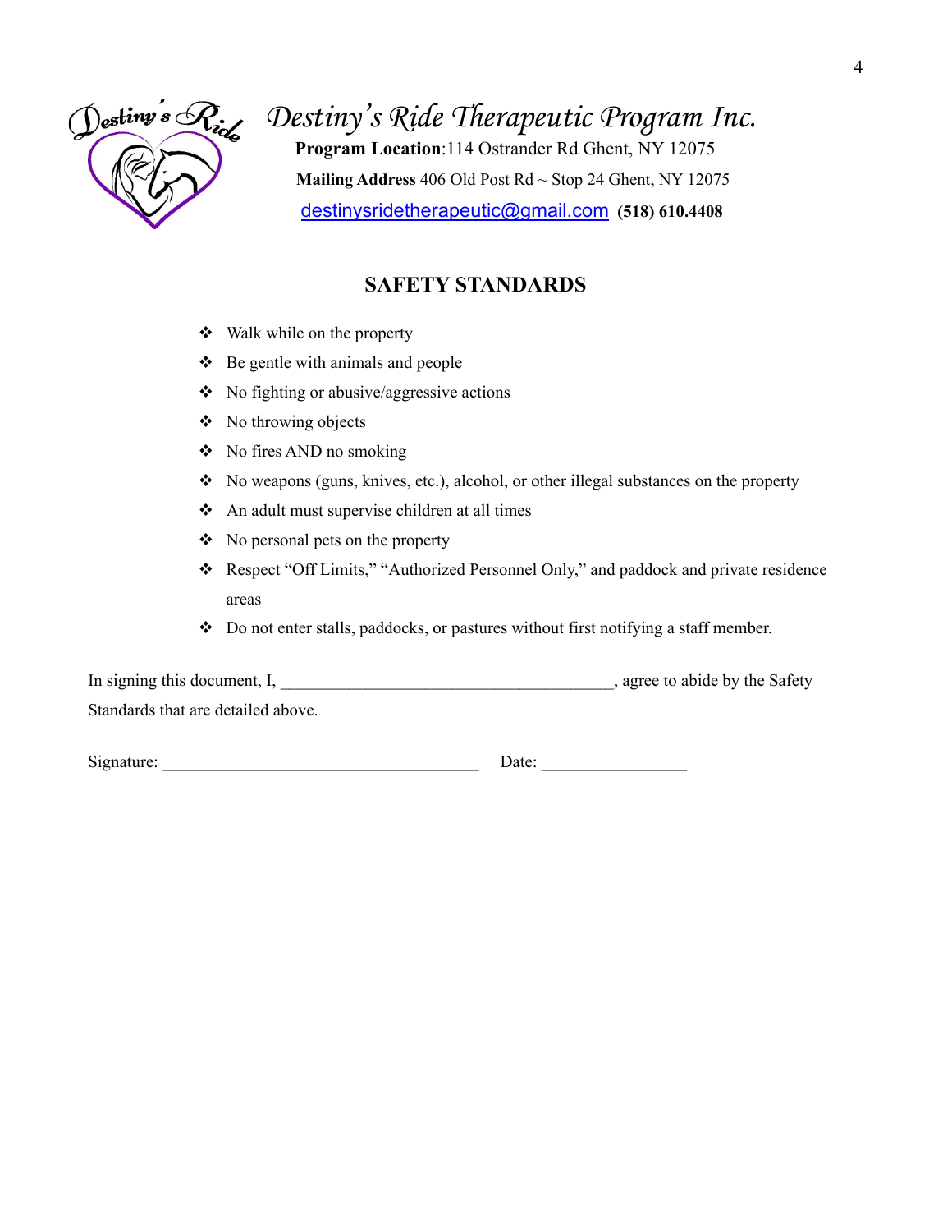# *Destiny's Ride Therapeutic Program Inc.*

**Program Location**:114 Ostrander Rd Ghent, NY 12075

**Mailing Address** 406 Old Post Rd ~ Stop 24 Ghent, NY 12075

destinysridetherapeutic@gmail.com **(518) 610.4408**

## SAFETY STANDARDS

- Walk while on the property
- Be gentle with animals and people
- No fighting or abusive/aggressive actions
- No throwing objects
- No fires AND no smoking
- No weapons (guns, knives, etc.), alcohol, or other illegal substances on the property
- An adult must supervise children at all times
- No personal pets on the property
- Respect "Off Limits," "Authorized Personnel Only," and paddock and private residence areas
- Do not enter stalls, paddocks, or pastures without first notifying a staff member.

In signing this document, I, _______________________________________, agree to abide by the Safety Standards that are detailed above.

Signature: _____________________________________ Date: _________________